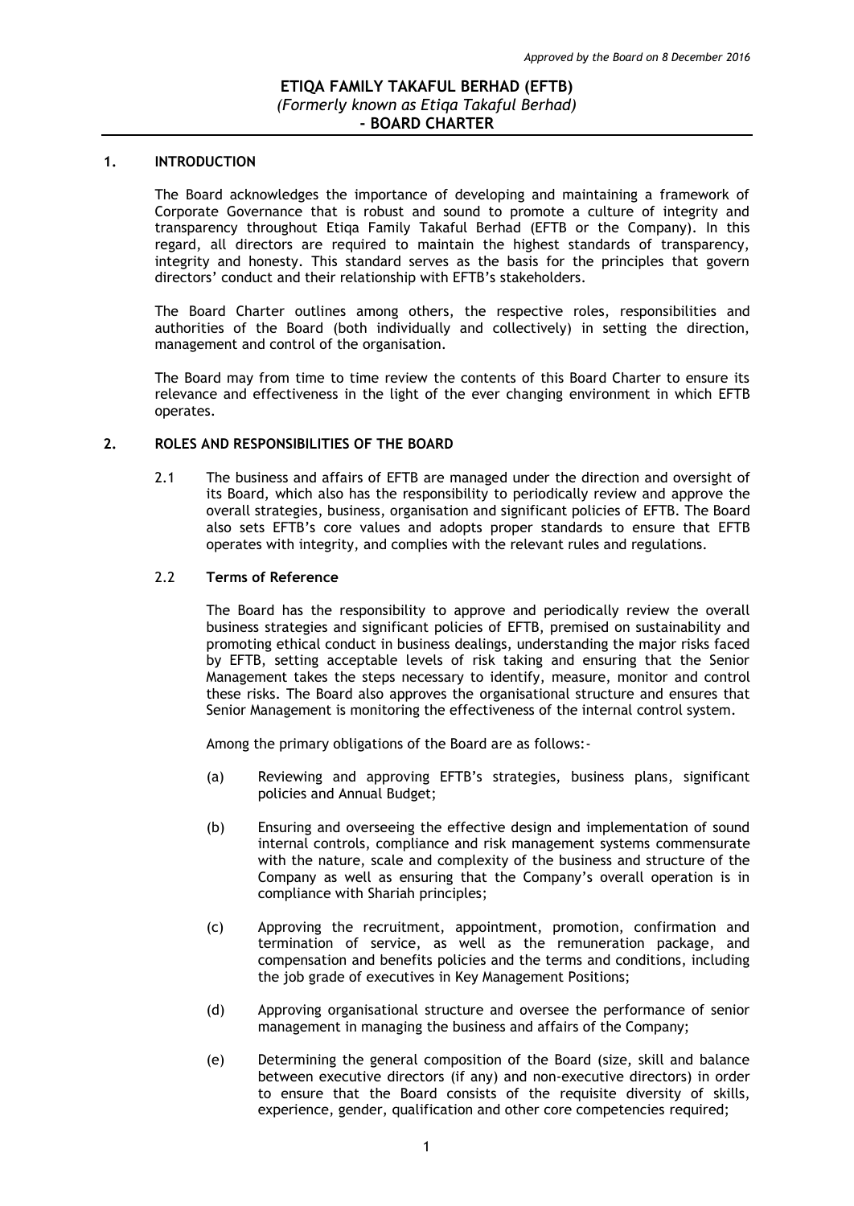*Approved by the Board on 8 December 2016*

# ETIQA FAMILY TAKAFUL BERHAD (EFTB)
*(Formerly known as Etiqa Takaful Berhad)*
**- BOARD CHARTER**

## 1. INTRODUCTION

The Board acknowledges the importance of developing and maintaining a framework of Corporate Governance that is robust and sound to promote a culture of integrity and transparency throughout Etiqa Family Takaful Berhad (EFTB or the Company). In this regard, all directors are required to maintain the highest standards of transparency, integrity and honesty. This standard serves as the basis for the principles that govern directors' conduct and their relationship with EFTB's stakeholders.

The Board Charter outlines among others, the respective roles, responsibilities and authorities of the Board (both individually and collectively) in setting the direction, management and control of the organisation.

The Board may from time to time review the contents of this Board Charter to ensure its relevance and effectiveness in the light of the ever changing environment in which EFTB operates.

## 2. ROLES AND RESPONSIBILITIES OF THE BOARD

2.1 The business and affairs of EFTB are managed under the direction and oversight of its Board, which also has the responsibility to periodically review and approve the overall strategies, business, organisation and significant policies of EFTB. The Board also sets EFTB's core values and adopts proper standards to ensure that EFTB operates with integrity, and complies with the relevant rules and regulations.

2.2 **Terms of Reference**

The Board has the responsibility to approve and periodically review the overall business strategies and significant policies of EFTB, premised on sustainability and promoting ethical conduct in business dealings, understanding the major risks faced by EFTB, setting acceptable levels of risk taking and ensuring that the Senior Management takes the steps necessary to identify, measure, monitor and control these risks. The Board also approves the organisational structure and ensures that Senior Management is monitoring the effectiveness of the internal control system.

Among the primary obligations of the Board are as follows:-

(a) Reviewing and approving EFTB's strategies, business plans, significant policies and Annual Budget;

(b) Ensuring and overseeing the effective design and implementation of sound internal controls, compliance and risk management systems commensurate with the nature, scale and complexity of the business and structure of the Company as well as ensuring that the Company's overall operation is in compliance with Shariah principles;

(c) Approving the recruitment, appointment, promotion, confirmation and termination of service, as well as the remuneration package, and compensation and benefits policies and the terms and conditions, including the job grade of executives in Key Management Positions;

(d) Approving organisational structure and oversee the performance of senior management in managing the business and affairs of the Company;

(e) Determining the general composition of the Board (size, skill and balance between executive directors (if any) and non-executive directors) in order to ensure that the Board consists of the requisite diversity of skills, experience, gender, qualification and other core competencies required;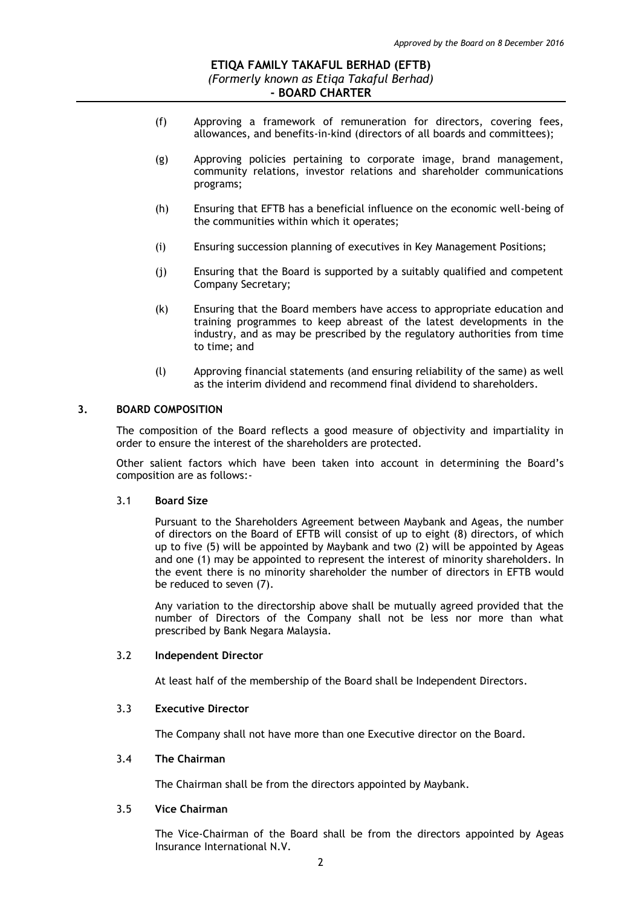(f) Approving a framework of remuneration for directors, covering fees, allowances, and benefits-in-kind (directors of all boards and committees);

(g) Approving policies pertaining to corporate image, brand management, community relations, investor relations and shareholder communications programs;

(h) Ensuring that EFTB has a beneficial influence on the economic well-being of the communities within which it operates;

(i) Ensuring succession planning of executives in Key Management Positions;

(j) Ensuring that the Board is supported by a suitably qualified and competent Company Secretary;

(k) Ensuring that the Board members have access to appropriate education and training programmes to keep abreast of the latest developments in the industry, and as may be prescribed by the regulatory authorities from time to time; and

(l) Approving financial statements (and ensuring reliability of the same) as well as the interim dividend and recommend final dividend to shareholders.

## 3. BOARD COMPOSITION

The composition of the Board reflects a good measure of objectivity and impartiality in order to ensure the interest of the shareholders are protected.

Other salient factors which have been taken into account in determining the Board's composition are as follows:-

### 3.1 Board Size

Pursuant to the Shareholders Agreement between Maybank and Ageas, the number of directors on the Board of EFTB will consist of up to eight (8) directors, of which up to five (5) will be appointed by Maybank and two (2) will be appointed by Ageas and one (1) may be appointed to represent the interest of minority shareholders. In the event there is no minority shareholder the number of directors in EFTB would be reduced to seven (7).

Any variation to the directorship above shall be mutually agreed provided that the number of Directors of the Company shall not be less nor more than what prescribed by Bank Negara Malaysia.

### 3.2 Independent Director

At least half of the membership of the Board shall be Independent Directors.

### 3.3 Executive Director

The Company shall not have more than one Executive director on the Board.

### 3.4 The Chairman

The Chairman shall be from the directors appointed by Maybank.

### 3.5 Vice Chairman

The Vice-Chairman of the Board shall be from the directors appointed by Ageas Insurance International N.V.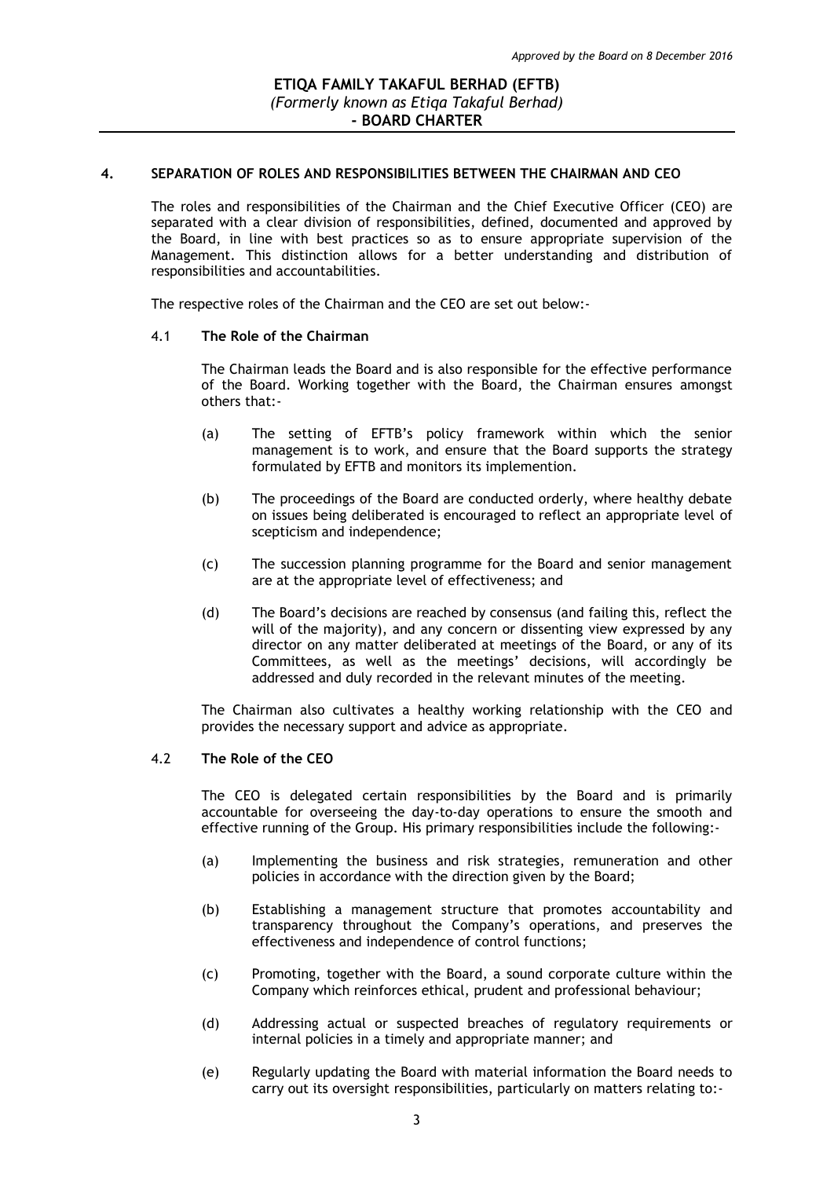## 4. SEPARATION OF ROLES AND RESPONSIBILITIES BETWEEN THE CHAIRMAN AND CEO

The roles and responsibilities of the Chairman and the Chief Executive Officer (CEO) are separated with a clear division of responsibilities, defined, documented and approved by the Board, in line with best practices so as to ensure appropriate supervision of the Management. This distinction allows for a better understanding and distribution of responsibilities and accountabilities.

The respective roles of the Chairman and the CEO are set out below:-

### 4.1 The Role of the Chairman

The Chairman leads the Board and is also responsible for the effective performance of the Board. Working together with the Board, the Chairman ensures amongst others that:-

(a) The setting of EFTB's policy framework within which the senior management is to work, and ensure that the Board supports the strategy formulated by EFTB and monitors its implementation.

(b) The proceedings of the Board are conducted orderly, where healthy debate on issues being deliberated is encouraged to reflect an appropriate level of scepticism and independence;

(c) The succession planning programme for the Board and senior management are at the appropriate level of effectiveness; and

(d) The Board's decisions are reached by consensus (and failing this, reflect the will of the majority), and any concern or dissenting view expressed by any director on any matter deliberated at meetings of the Board, or any of its Committees, as well as the meetings' decisions, will accordingly be addressed and duly recorded in the relevant minutes of the meeting.

The Chairman also cultivates a healthy working relationship with the CEO and provides the necessary support and advice as appropriate.

### 4.2 The Role of the CEO

The CEO is delegated certain responsibilities by the Board and is primarily accountable for overseeing the day-to-day operations to ensure the smooth and effective running of the Group. His primary responsibilities include the following:-

(a) Implementing the business and risk strategies, remuneration and other policies in accordance with the direction given by the Board;

(b) Establishing a management structure that promotes accountability and transparency throughout the Company's operations, and preserves the effectiveness and independence of control functions;

(c) Promoting, together with the Board, a sound corporate culture within the Company which reinforces ethical, prudent and professional behaviour;

(d) Addressing actual or suspected breaches of regulatory requirements or internal policies in a timely and appropriate manner; and

(e) Regularly updating the Board with material information the Board needs to carry out its oversight responsibilities, particularly on matters relating to:-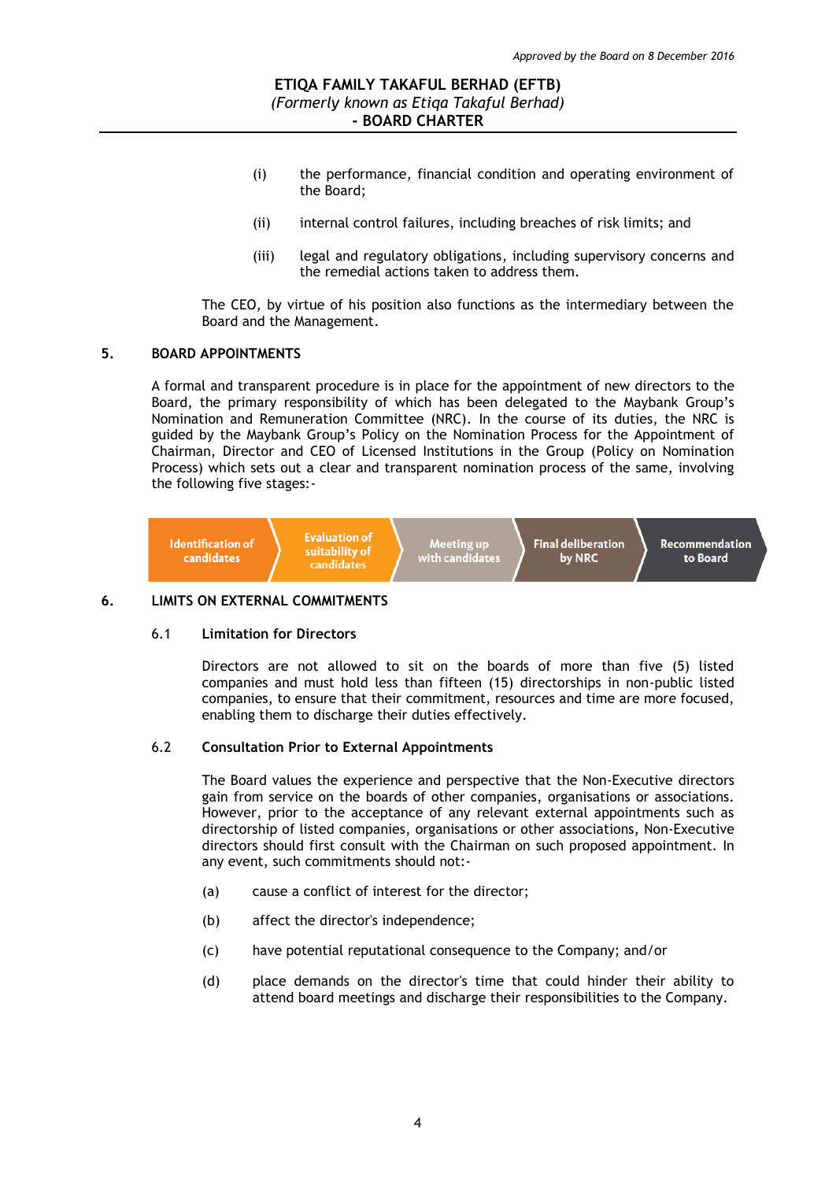(i) the performance, financial condition and operating environment of the Board;

(ii) internal control failures, including breaches of risk limits; and

(iii) legal and regulatory obligations, including supervisory concerns and the remedial actions taken to address them.

The CEO, by virtue of his position also functions as the intermediary between the Board and the Management.

## 5. BOARD APPOINTMENTS

A formal and transparent procedure is in place for the appointment of new directors to the Board, the primary responsibility of which has been delegated to the Maybank Group's Nomination and Remuneration Committee (NRC). In the course of its duties, the NRC is guided by the Maybank Group's Policy on the Nomination Process for the Appointment of Chairman, Director and CEO of Licensed Institutions in the Group (Policy on Nomination Process) which sets out a clear and transparent nomination process of the same, involving the following five stages:-

Identification of candidates → Evaluation of suitability of candidates → Meeting up with candidates → Final deliberation by NRC → Recommendation to Board

## 6. LIMITS ON EXTERNAL COMMITMENTS

### 6.1 Limitation for Directors

Directors are not allowed to sit on the boards of more than five (5) listed companies and must hold less than fifteen (15) directorships in non-public listed companies, to ensure that their commitment, resources and time are more focused, enabling them to discharge their duties effectively.

### 6.2 Consultation Prior to External Appointments

The Board values the experience and perspective that the Non-Executive directors gain from service on the boards of other companies, organisations or associations. However, prior to the acceptance of any relevant external appointments such as directorship of listed companies, organisations or other associations, Non-Executive directors should first consult with the Chairman on such proposed appointment. In any event, such commitments should not:-

(a) cause a conflict of interest for the director;

(b) affect the director's independence;

(c) have potential reputational consequence to the Company; and/or

(d) place demands on the director's time that could hinder their ability to attend board meetings and discharge their responsibilities to the Company.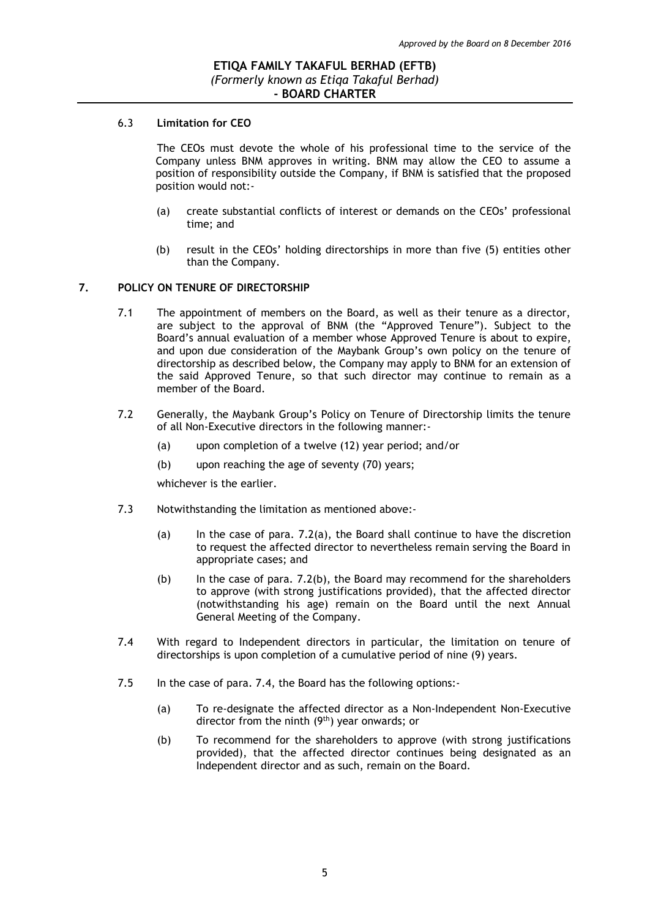### 6.3 Limitation for CEO

The CEOs must devote the whole of his professional time to the service of the Company unless BNM approves in writing. BNM may allow the CEO to assume a position of responsibility outside the Company, if BNM is satisfied that the proposed position would not:-

(a) create substantial conflicts of interest or demands on the CEOs' professional time; and

(b) result in the CEOs' holding directorships in more than five (5) entities other than the Company.

## 7. POLICY ON TENURE OF DIRECTORSHIP

7.1 The appointment of members on the Board, as well as their tenure as a director, are subject to the approval of BNM (the "Approved Tenure"). Subject to the Board's annual evaluation of a member whose Approved Tenure is about to expire, and upon due consideration of the Maybank Group's own policy on the tenure of directorship as described below, the Company may apply to BNM for an extension of the said Approved Tenure, so that such director may continue to remain as a member of the Board.

7.2 Generally, the Maybank Group's Policy on Tenure of Directorship limits the tenure of all Non-Executive directors in the following manner:-

(a) upon completion of a twelve (12) year period; and/or

(b) upon reaching the age of seventy (70) years;

whichever is the earlier.

7.3 Notwithstanding the limitation as mentioned above:-

(a) In the case of para. 7.2(a), the Board shall continue to have the discretion to request the affected director to nevertheless remain serving the Board in appropriate cases; and

(b) In the case of para. 7.2(b), the Board may recommend for the shareholders to approve (with strong justifications provided), that the affected director (notwithstanding his age) remain on the Board until the next Annual General Meeting of the Company.

7.4 With regard to Independent directors in particular, the limitation on tenure of directorships is upon completion of a cumulative period of nine (9) years.

7.5 In the case of para. 7.4, the Board has the following options:-

(a) To re-designate the affected director as a Non-Independent Non-Executive director from the ninth (9th) year onwards; or

(b) To recommend for the shareholders to approve (with strong justifications provided), that the affected director continues being designated as an Independent director and as such, remain on the Board.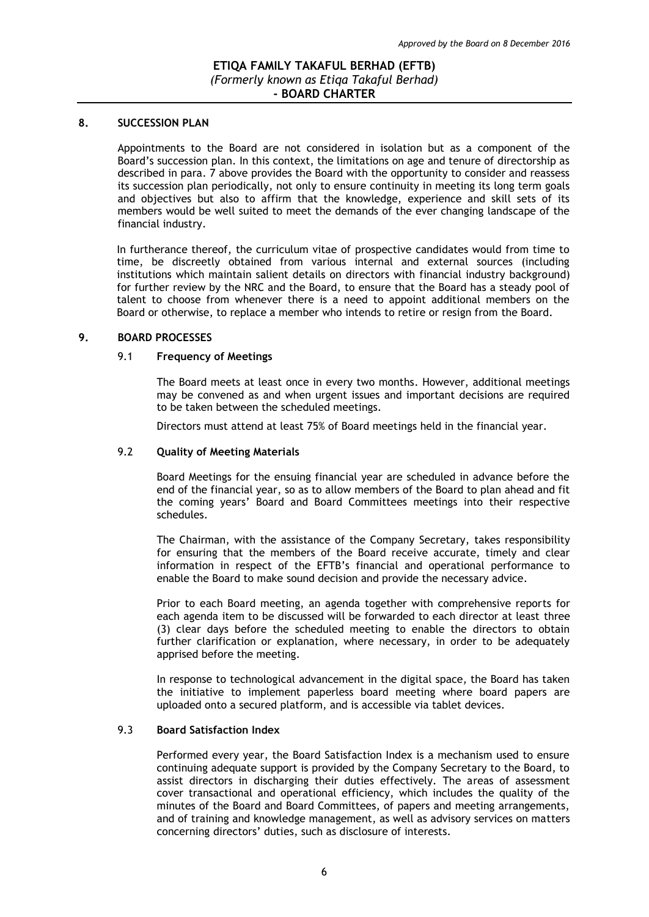## 8. SUCCESSION PLAN

Appointments to the Board are not considered in isolation but as a component of the Board's succession plan. In this context, the limitations on age and tenure of directorship as described in para. 7 above provides the Board with the opportunity to consider and reassess its succession plan periodically, not only to ensure continuity in meeting its long term goals and objectives but also to affirm that the knowledge, experience and skill sets of its members would be well suited to meet the demands of the ever changing landscape of the financial industry.

In furtherance thereof, the curriculum vitae of prospective candidates would from time to time, be discreetly obtained from various internal and external sources (including institutions which maintain salient details on directors with financial industry background) for further review by the NRC and the Board, to ensure that the Board has a steady pool of talent to choose from whenever there is a need to appoint additional members on the Board or otherwise, to replace a member who intends to retire or resign from the Board.

## 9. BOARD PROCESSES

### 9.1 Frequency of Meetings

The Board meets at least once in every two months. However, additional meetings may be convened as and when urgent issues and important decisions are required to be taken between the scheduled meetings.

Directors must attend at least 75% of Board meetings held in the financial year.

### 9.2 Quality of Meeting Materials

Board Meetings for the ensuing financial year are scheduled in advance before the end of the financial year, so as to allow members of the Board to plan ahead and fit the coming years' Board and Board Committees meetings into their respective schedules.

The Chairman, with the assistance of the Company Secretary, takes responsibility for ensuring that the members of the Board receive accurate, timely and clear information in respect of the EFTB's financial and operational performance to enable the Board to make sound decision and provide the necessary advice.

Prior to each Board meeting, an agenda together with comprehensive reports for each agenda item to be discussed will be forwarded to each director at least three (3) clear days before the scheduled meeting to enable the directors to obtain further clarification or explanation, where necessary, in order to be adequately apprised before the meeting.

In response to technological advancement in the digital space, the Board has taken the initiative to implement paperless board meeting where board papers are uploaded onto a secured platform, and is accessible via tablet devices.

### 9.3 Board Satisfaction Index

Performed every year, the Board Satisfaction Index is a mechanism used to ensure continuing adequate support is provided by the Company Secretary to the Board, to assist directors in discharging their duties effectively. The areas of assessment cover transactional and operational efficiency, which includes the quality of the minutes of the Board and Board Committees, of papers and meeting arrangements, and of training and knowledge management, as well as advisory services on matters concerning directors' duties, such as disclosure of interests.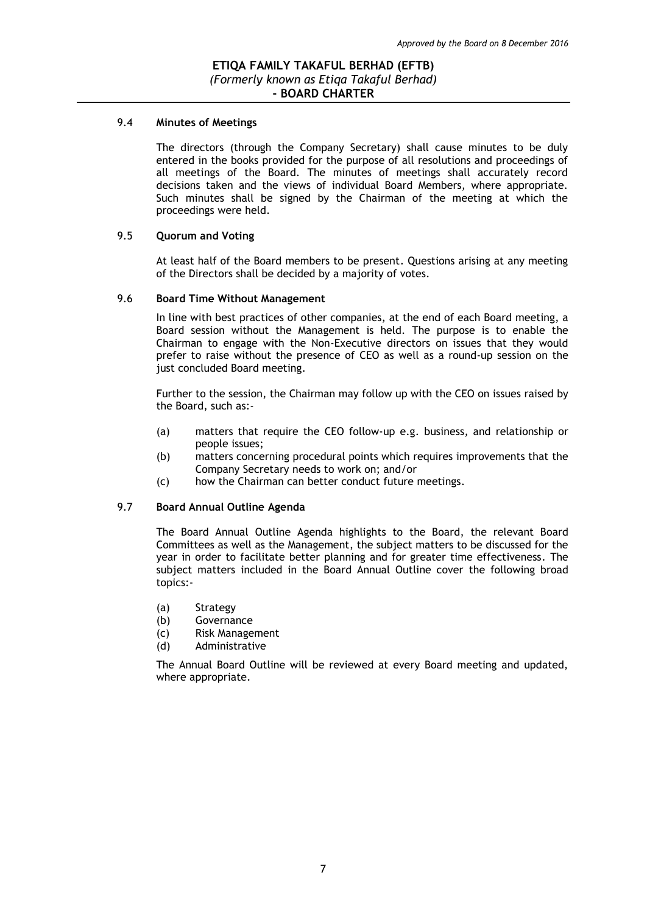### 9.4 Minutes of Meetings

The directors (through the Company Secretary) shall cause minutes to be duly entered in the books provided for the purpose of all resolutions and proceedings of all meetings of the Board. The minutes of meetings shall accurately record decisions taken and the views of individual Board Members, where appropriate. Such minutes shall be signed by the Chairman of the meeting at which the proceedings were held.

### 9.5 Quorum and Voting

At least half of the Board members to be present. Questions arising at any meeting of the Directors shall be decided by a majority of votes.

### 9.6 Board Time Without Management

In line with best practices of other companies, at the end of each Board meeting, a Board session without the Management is held. The purpose is to enable the Chairman to engage with the Non-Executive directors on issues that they would prefer to raise without the presence of CEO as well as a round-up session on the just concluded Board meeting.

Further to the session, the Chairman may follow up with the CEO on issues raised by the Board, such as:-

(a) matters that require the CEO follow-up e.g. business, and relationship or people issues;
(b) matters concerning procedural points which requires improvements that the Company Secretary needs to work on; and/or
(c) how the Chairman can better conduct future meetings.

### 9.7 Board Annual Outline Agenda

The Board Annual Outline Agenda highlights to the Board, the relevant Board Committees as well as the Management, the subject matters to be discussed for the year in order to facilitate better planning and for greater time effectiveness. The subject matters included in the Board Annual Outline cover the following broad topics:-

(a) Strategy
(b) Governance
(c) Risk Management
(d) Administrative

The Annual Board Outline will be reviewed at every Board meeting and updated, where appropriate.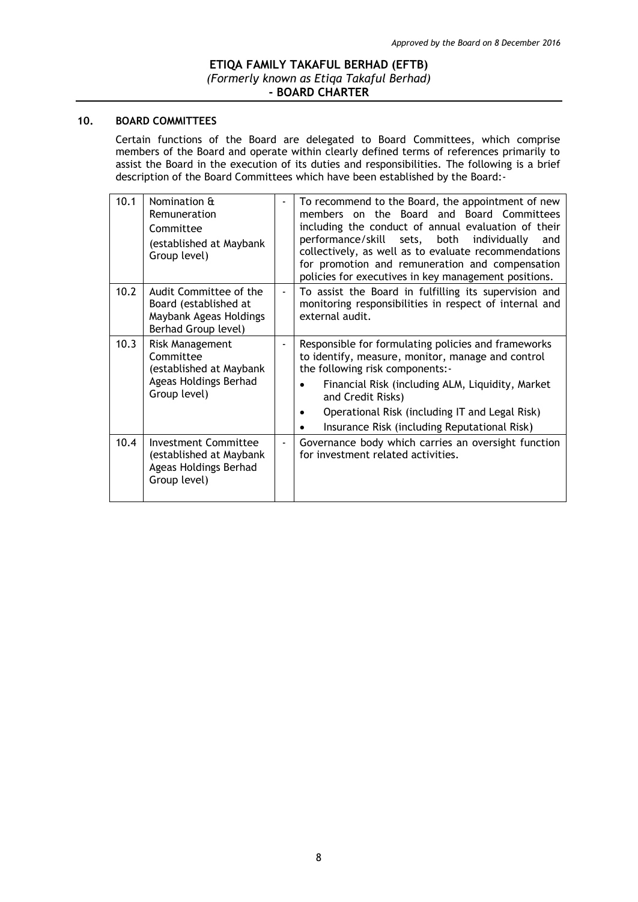## 10. BOARD COMMITTEES

Certain functions of the Board are delegated to Board Committees, which comprise members of the Board and operate within clearly defined terms of references primarily to assist the Board in the execution of its duties and responsibilities. The following is a brief description of the Board Committees which have been established by the Board:-

| | | | |
|---|---|---|---|
| 10.1 | Nomination & Remuneration Committee (established at Maybank Group level) | - | To recommend to the Board, the appointment of new members on the Board and Board Committees including the conduct of annual evaluation of their performance/skill sets, both individually and collectively, as well as to evaluate recommendations for promotion and remuneration and compensation policies for executives in key management positions. |
| 10.2 | Audit Committee of the Board (established at Maybank Ageas Holdings Berhad Group level) | - | To assist the Board in fulfilling its supervision and monitoring responsibilities in respect of internal and external audit. |
| 10.3 | Risk Management Committee (established at Maybank Ageas Holdings Berhad Group level) | - | Responsible for formulating policies and frameworks to identify, measure, monitor, manage and control the following risk components:-<br>• Financial Risk (including ALM, Liquidity, Market and Credit Risks)<br>• Operational Risk (including IT and Legal Risk)<br>• Insurance Risk (including Reputational Risk) |
| 10.4 | Investment Committee (established at Maybank Ageas Holdings Berhad Group level) | - | Governance body which carries an oversight function for investment related activities. |